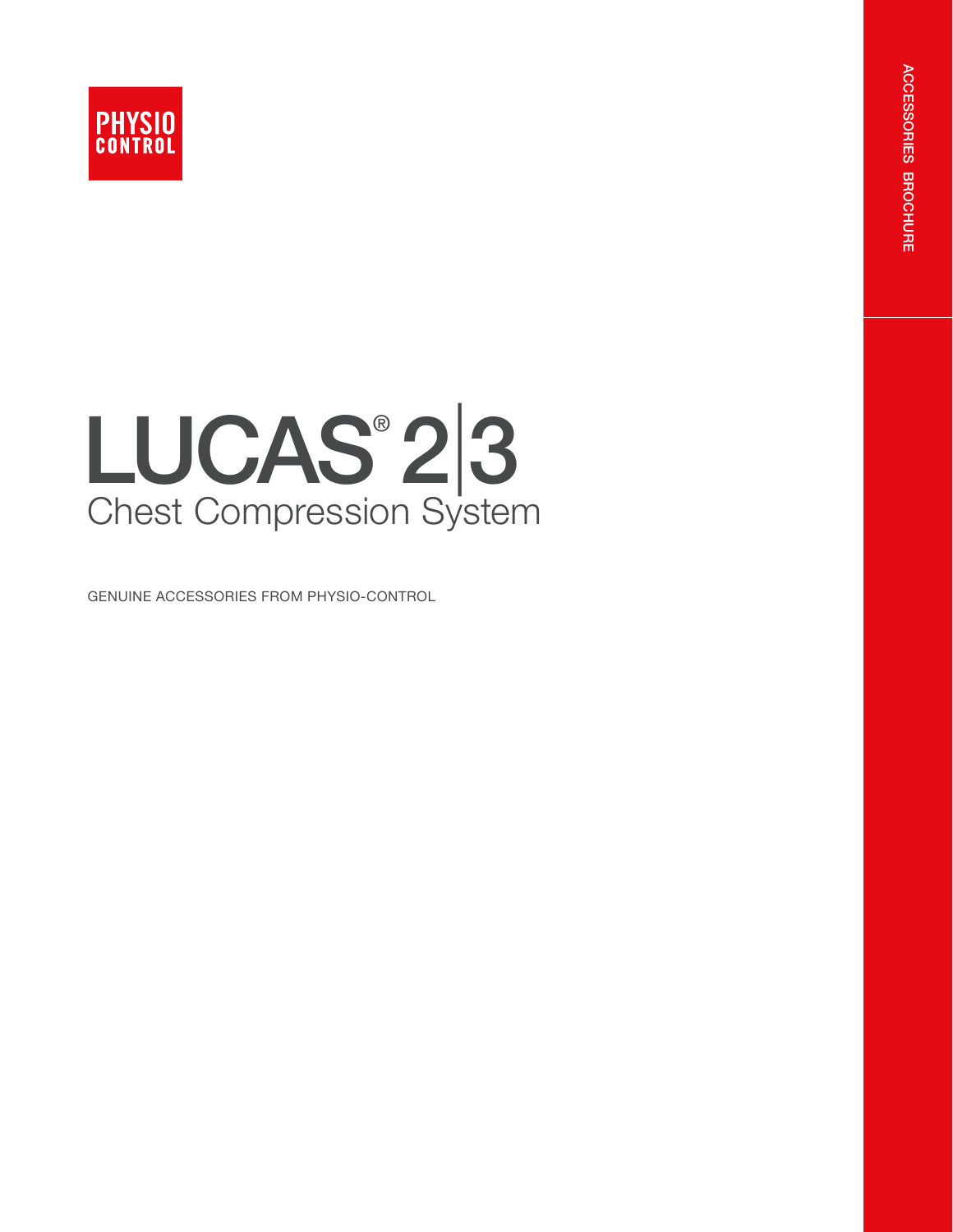PHYSIO CONTROL

ACCESSORIES BROCHURE

# LUCAS® 2|3

## Chest Compression System

GENUINE ACCESSORIES FROM PHYSIO-CONTROL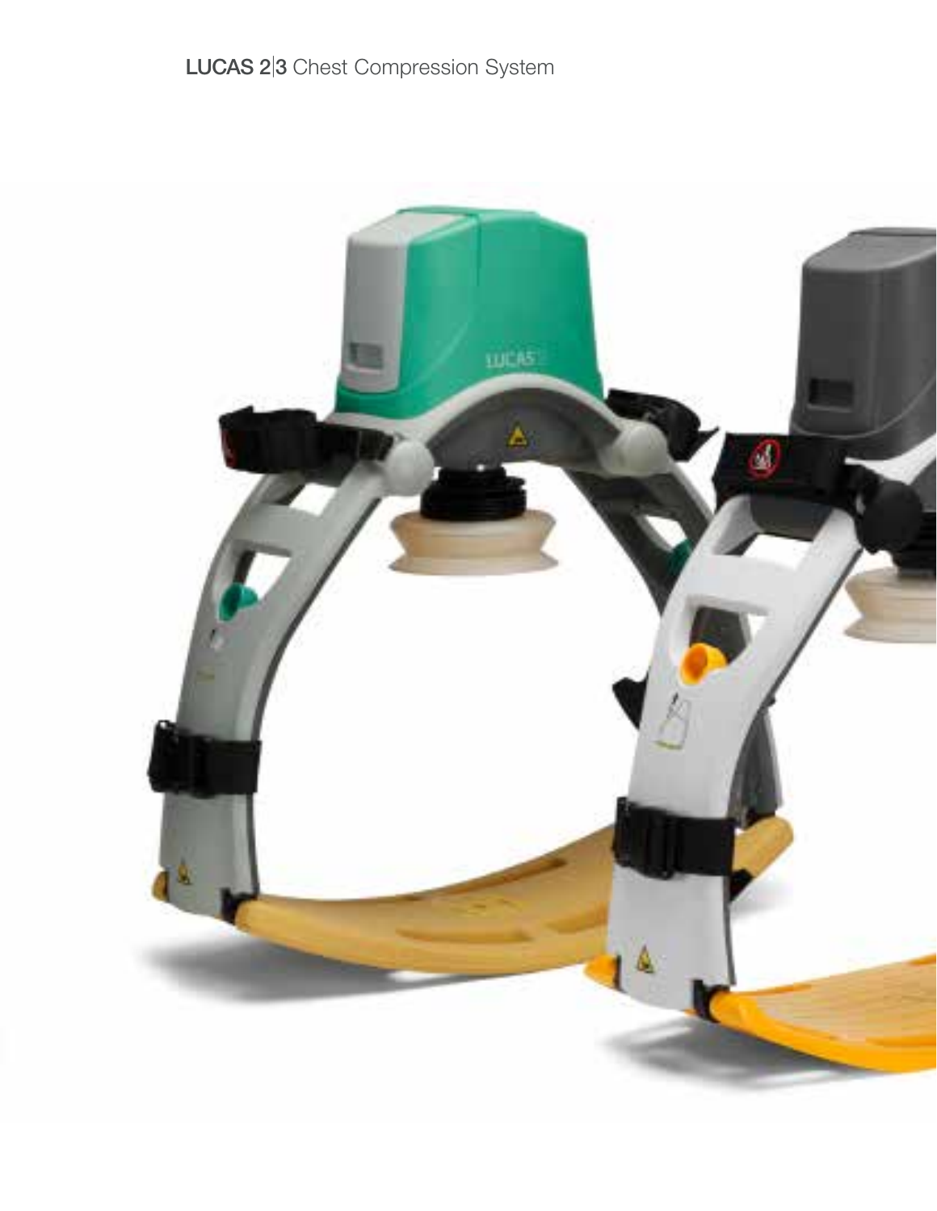**LUCAS 2|3** Chest Compression System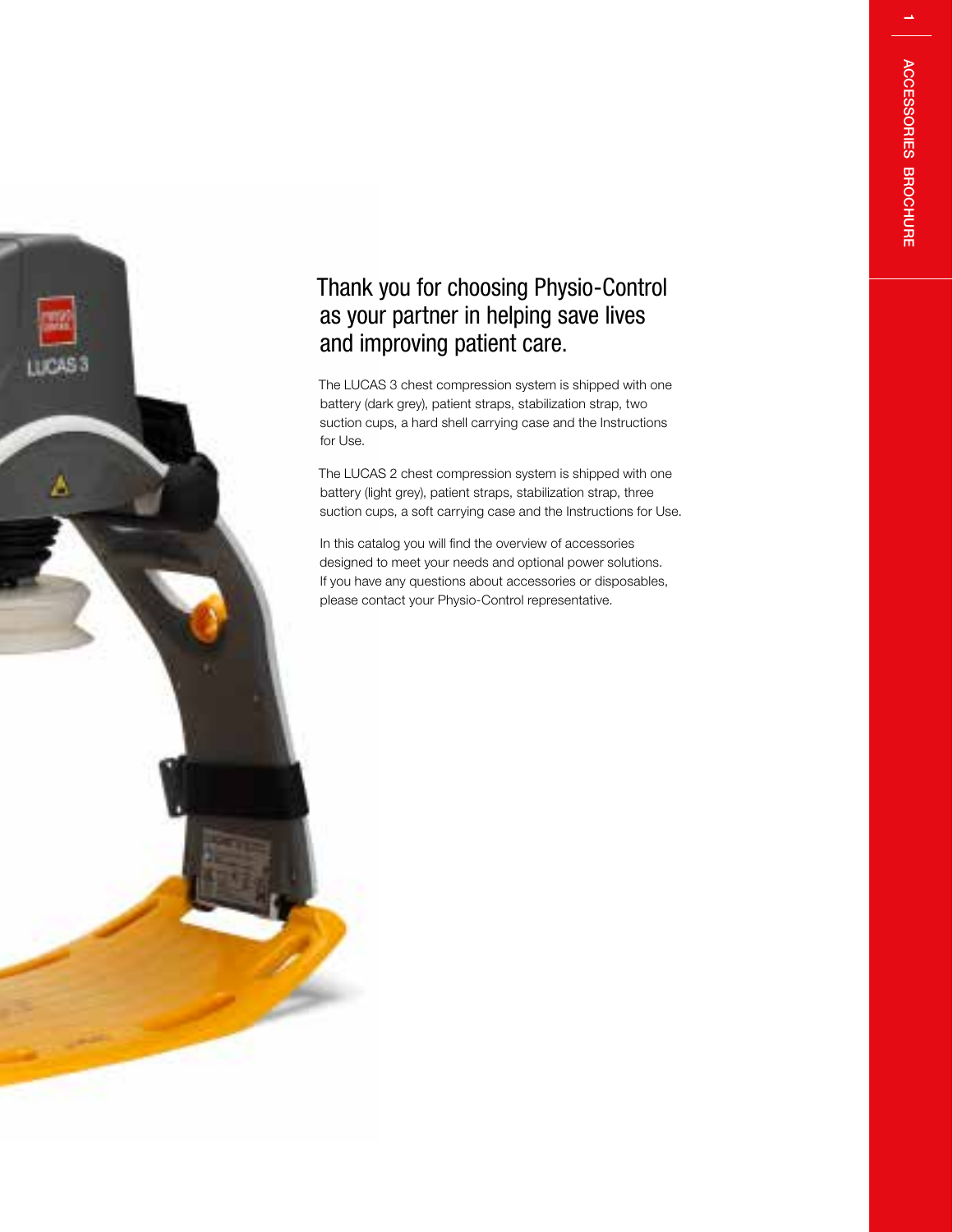# Thank you for choosing Physio-Control as your partner in helping save lives and improving patient care.

The LUCAS 3 chest compression system is shipped with one battery (dark grey), patient straps, stabilization strap, two suction cups, a hard shell carrying case and the Instructions for Use.

The LUCAS 2 chest compression system is shipped with one battery (light grey), patient straps, stabilization strap, three suction cups, a soft carrying case and the Instructions for Use.

In this catalog you will find the overview of accessories designed to meet your needs and optional power solutions. If you have any questions about accessories or disposables, please contact your Physio-Control representative.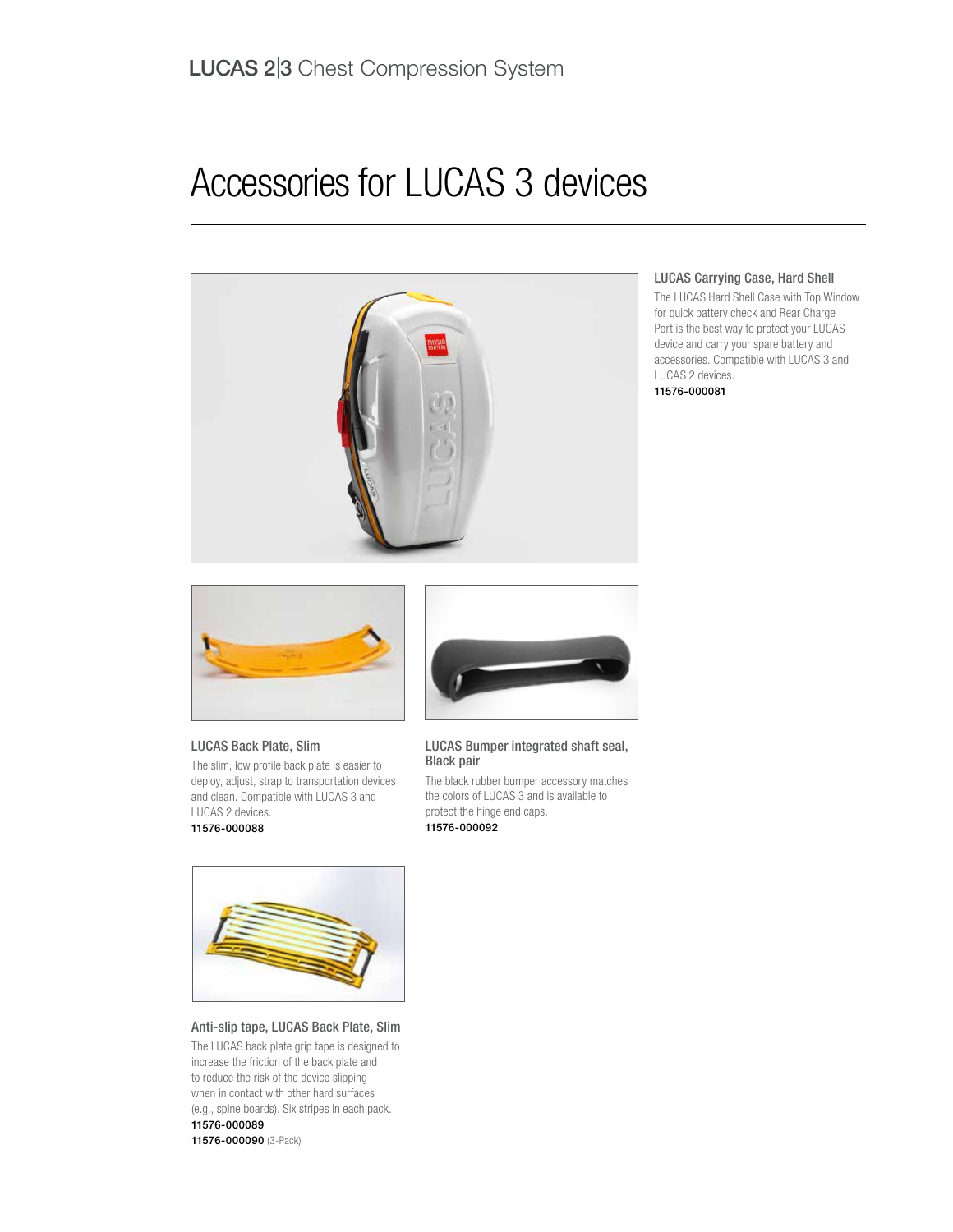# Accessories for LUCAS 3 devices

### LUCAS Carrying Case, Hard Shell

The LUCAS Hard Shell Case with Top Window for quick battery check and Rear Charge Port is the best way to protect your LUCAS device and carry your spare battery and accessories. Compatible with LUCAS 3 and LUCAS 2 devices.

**11576-000081**

### LUCAS Back Plate, Slim

The slim, low profile back plate is easier to deploy, adjust, strap to transportation devices and clean. Compatible with LUCAS 3 and LUCAS 2 devices.

**11576-000088**

### LUCAS Bumper integrated shaft seal, Black pair

The black rubber bumper accessory matches the colors of LUCAS 3 and is available to protect the hinge end caps.

**11576-000092**

### Anti-slip tape, LUCAS Back Plate, Slim

The LUCAS back plate grip tape is designed to increase the friction of the back plate and to reduce the risk of the device slipping when in contact with other hard surfaces (e.g., spine boards). Six stripes in each pack.

**11576-000089**

**11576-000090** (3-Pack)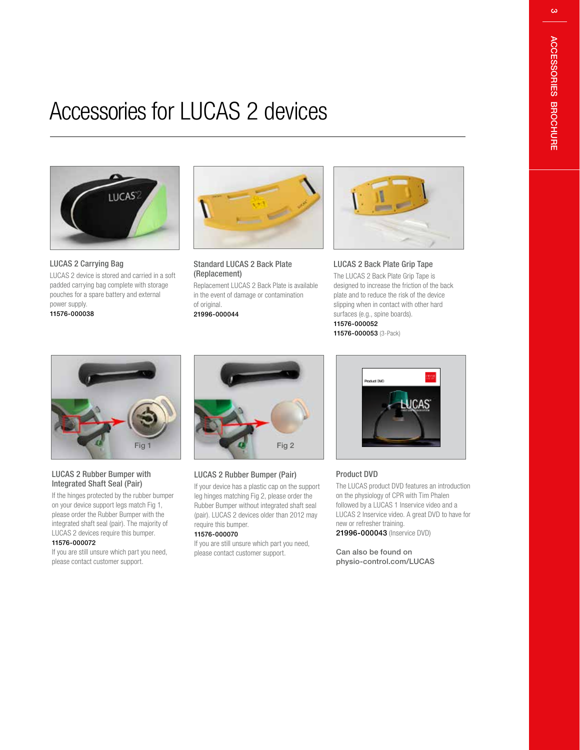# Accessories for LUCAS 2 devices

### LUCAS 2 Carrying Bag

LUCAS 2 device is stored and carried in a soft padded carrying bag complete with storage pouches for a spare battery and external power supply.

**11576-000038**

### Standard LUCAS 2 Back Plate (Replacement)

Replacement LUCAS 2 Back Plate is available in the event of damage or contamination of original.

**21996-000044**

### LUCAS 2 Back Plate Grip Tape

The LUCAS 2 Back Plate Grip Tape is designed to increase the friction of the back plate and to reduce the risk of the device slipping when in contact with other hard surfaces (e.g., spine boards).

**11576-000052**

**11576-000053** (3-Pack)

### LUCAS 2 Rubber Bumper with Integrated Shaft Seal (Pair)

Fig 1

If the hinges protected by the rubber bumper on your device support legs match Fig 1, please order the Rubber Bumper with the integrated shaft seal (pair). The majority of LUCAS 2 devices require this bumper.

**11576-000072**

If you are still unsure which part you need, please contact customer support.

### LUCAS 2 Rubber Bumper (Pair)

Fig 2

If your device has a plastic cap on the support leg hinges matching Fig 2, please order the Rubber Bumper without integrated shaft seal (pair). LUCAS 2 devices older than 2012 may require this bumper.

**11576-000070**

If you are still unsure which part you need, please contact customer support.

### Product DVD

The LUCAS product DVD features an introduction on the physiology of CPR with Tim Phalen followed by a LUCAS 1 Inservice video and a LUCAS 2 Inservice video. A great DVD to have for new or refresher training.

**21996-000043** (Inservice DVD)

Can also be found on physio-control.com/LUCAS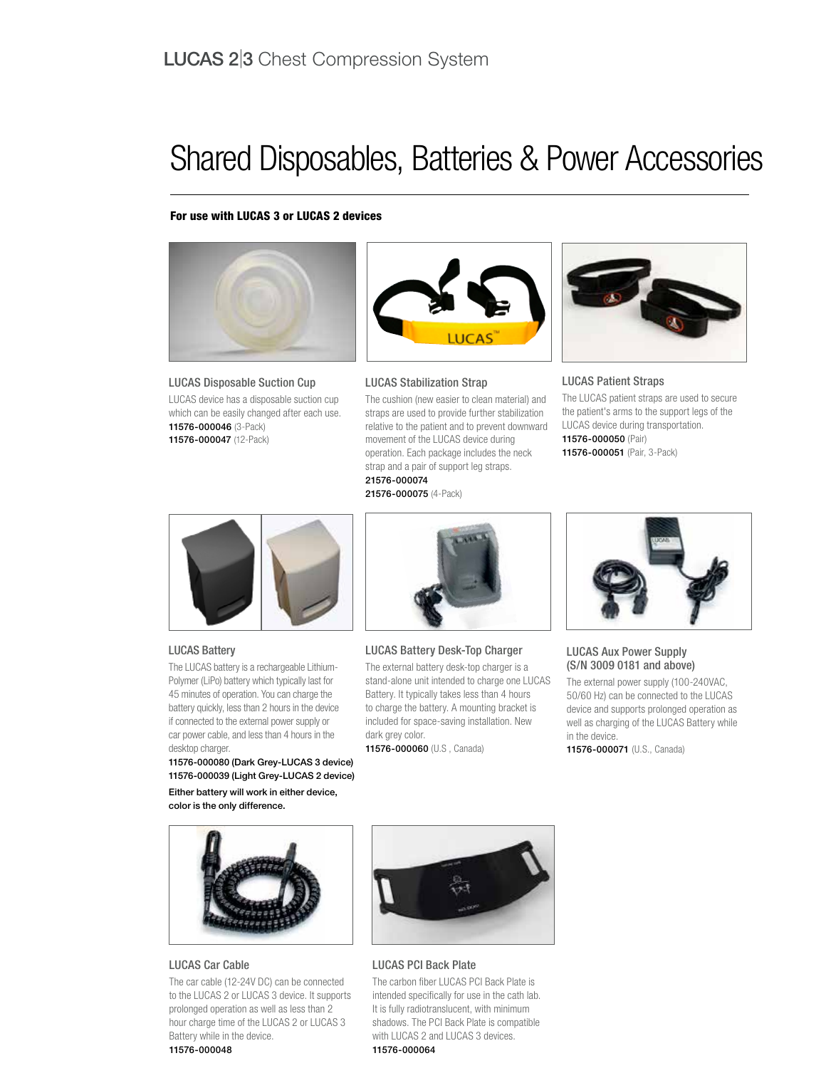# Shared Disposables, Batteries & Power Accessories

**For use with LUCAS 3 or LUCAS 2 devices**

### LUCAS Disposable Suction Cup

LUCAS device has a disposable suction cup which can be easily changed after each use.

**11576-000046** (3-Pack)
**11576-000047** (12-Pack)

### LUCAS Stabilization Strap

The cushion (new easier to clean material) and straps are used to provide further stabilization relative to the patient and to prevent downward movement of the LUCAS device during operation. Each package includes the neck strap and a pair of support leg straps.

**21576-000074**
**21576-000075** (4-Pack)

### LUCAS Patient Straps

The LUCAS patient straps are used to secure the patient's arms to the support legs of the LUCAS device during transportation.

**11576-000050** (Pair)
**11576-000051** (Pair, 3-Pack)

### LUCAS Battery

The LUCAS battery is a rechargeable Lithium-Polymer (LiPo) battery which typically last for 45 minutes of operation. You can charge the battery quickly, less than 2 hours in the device if connected to the external power supply or car power cable, and less than 4 hours in the desktop charger.

**11576-000080 (Dark Grey-LUCAS 3 device)**
**11576-000039 (Light Grey-LUCAS 2 device)**

**Either battery will work in either device, color is the only difference.**

### LUCAS Battery Desk-Top Charger

The external battery desk-top charger is a stand-alone unit intended to charge one LUCAS Battery. It typically takes less than 4 hours to charge the battery. A mounting bracket is included for space-saving installation. New dark grey color.

**11576-000060** (U.S , Canada)

### LUCAS Aux Power Supply (S/N 3009 0181 and above)

The external power supply (100-240VAC, 50/60 Hz) can be connected to the LUCAS device and supports prolonged operation as well as charging of the LUCAS Battery while in the device.

**11576-000071** (U.S., Canada)

### LUCAS Car Cable

The car cable (12-24V DC) can be connected to the LUCAS 2 or LUCAS 3 device. It supports prolonged operation as well as less than 2 hour charge time of the LUCAS 2 or LUCAS 3 Battery while in the device.

**11576-000048**

### LUCAS PCI Back Plate

The carbon fiber LUCAS PCI Back Plate is intended specifically for use in the cath lab. It is fully radiotranslucent, with minimum shadows. The PCI Back Plate is compatible with LUCAS 2 and LUCAS 3 devices.

**11576-000064**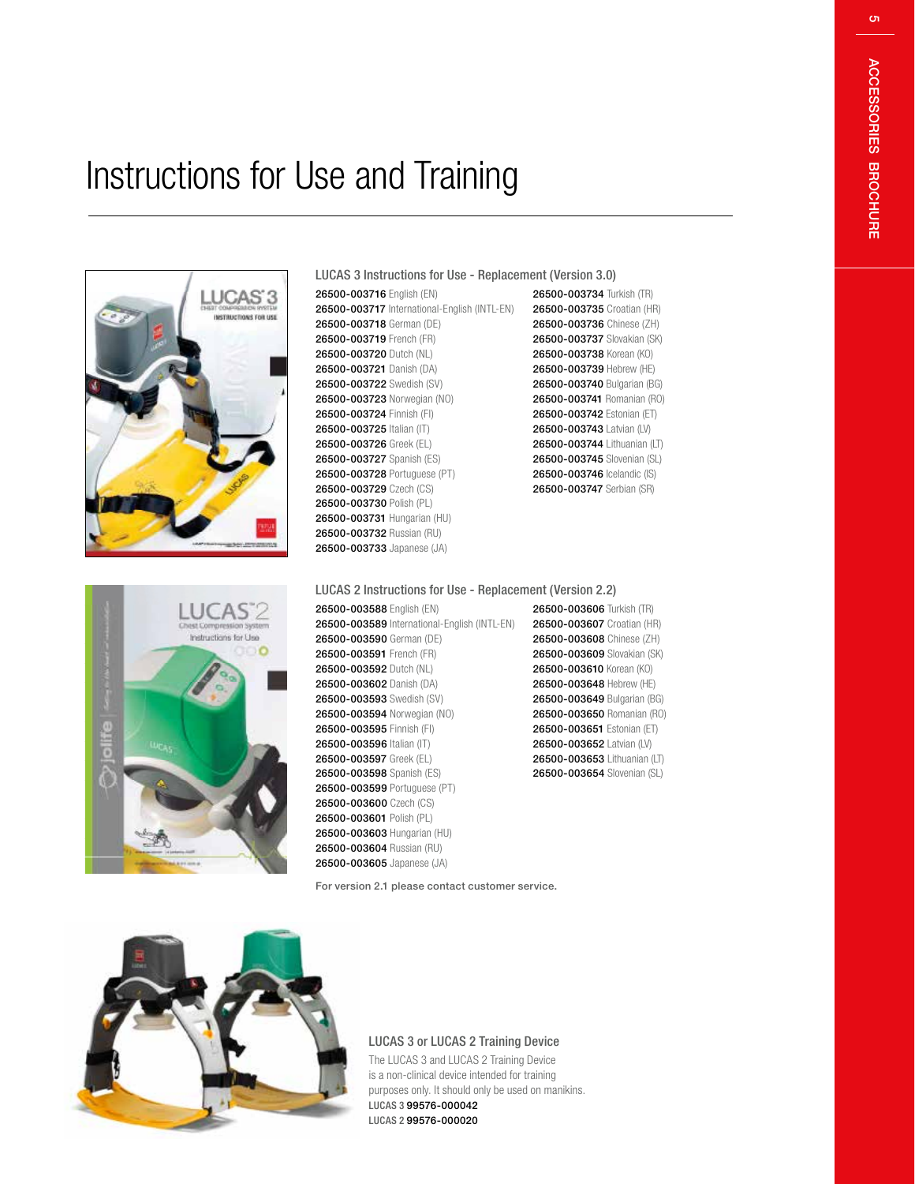# Instructions for Use and Training

## LUCAS 3 Instructions for Use - Replacement (Version 3.0)

**26500-003716** English (EN)
**26500-003717** International-English (INTL-EN)
**26500-003718** German (DE)
**26500-003719** French (FR)
**26500-003720** Dutch (NL)
**26500-003721** Danish (DA)
**26500-003722** Swedish (SV)
**26500-003723** Norwegian (NO)
**26500-003724** Finnish (FI)
**26500-003725** Italian (IT)
**26500-003726** Greek (EL)
**26500-003727** Spanish (ES)
**26500-003728** Portuguese (PT)
**26500-003729** Czech (CS)
**26500-003730** Polish (PL)
**26500-003731** Hungarian (HU)
**26500-003732** Russian (RU)
**26500-003733** Japanese (JA)
**26500-003734** Turkish (TR)
**26500-003735** Croatian (HR)
**26500-003736** Chinese (ZH)
**26500-003737** Slovakian (SK)
**26500-003738** Korean (KO)
**26500-003739** Hebrew (HE)
**26500-003740** Bulgarian (BG)
**26500-003741** Romanian (RO)
**26500-003742** Estonian (ET)
**26500-003743** Latvian (LV)
**26500-003744** Lithuanian (LT)
**26500-003745** Slovenian (SL)
**26500-003746** Icelandic (IS)
**26500-003747** Serbian (SR)

## LUCAS 2 Instructions for Use - Replacement (Version 2.2)

**26500-003588** English (EN)
**26500-003589** International-English (INTL-EN)
**26500-003590** German (DE)
**26500-003591** French (FR)
**26500-003592** Dutch (NL)
**26500-003602** Danish (DA)
**26500-003593** Swedish (SV)
**26500-003594** Norwegian (NO)
**26500-003595** Finnish (FI)
**26500-003596** Italian (IT)
**26500-003597** Greek (EL)
**26500-003598** Spanish (ES)
**26500-003599** Portuguese (PT)
**26500-003600** Czech (CS)
**26500-003601** Polish (PL)
**26500-003603** Hungarian (HU)
**26500-003604** Russian (RU)
**26500-003605** Japanese (JA)
**26500-003606** Turkish (TR)
**26500-003607** Croatian (HR)
**26500-003608** Chinese (ZH)
**26500-003609** Slovakian (SK)
**26500-003610** Korean (KO)
**26500-003648** Hebrew (HE)
**26500-003649** Bulgarian (BG)
**26500-003650** Romanian (RO)
**26500-003651** Estonian (ET)
**26500-003652** Latvian (LV)
**26500-003653** Lithuanian (LT)
**26500-003654** Slovenian (SL)

For version 2.1 please contact customer service.

## LUCAS 3 or LUCAS 2 Training Device

The LUCAS 3 and LUCAS 2 Training Device is a non-clinical device intended for training purposes only. It should only be used on manikins.

LUCAS 3 **99576-000042**
LUCAS 2 **99576-000020**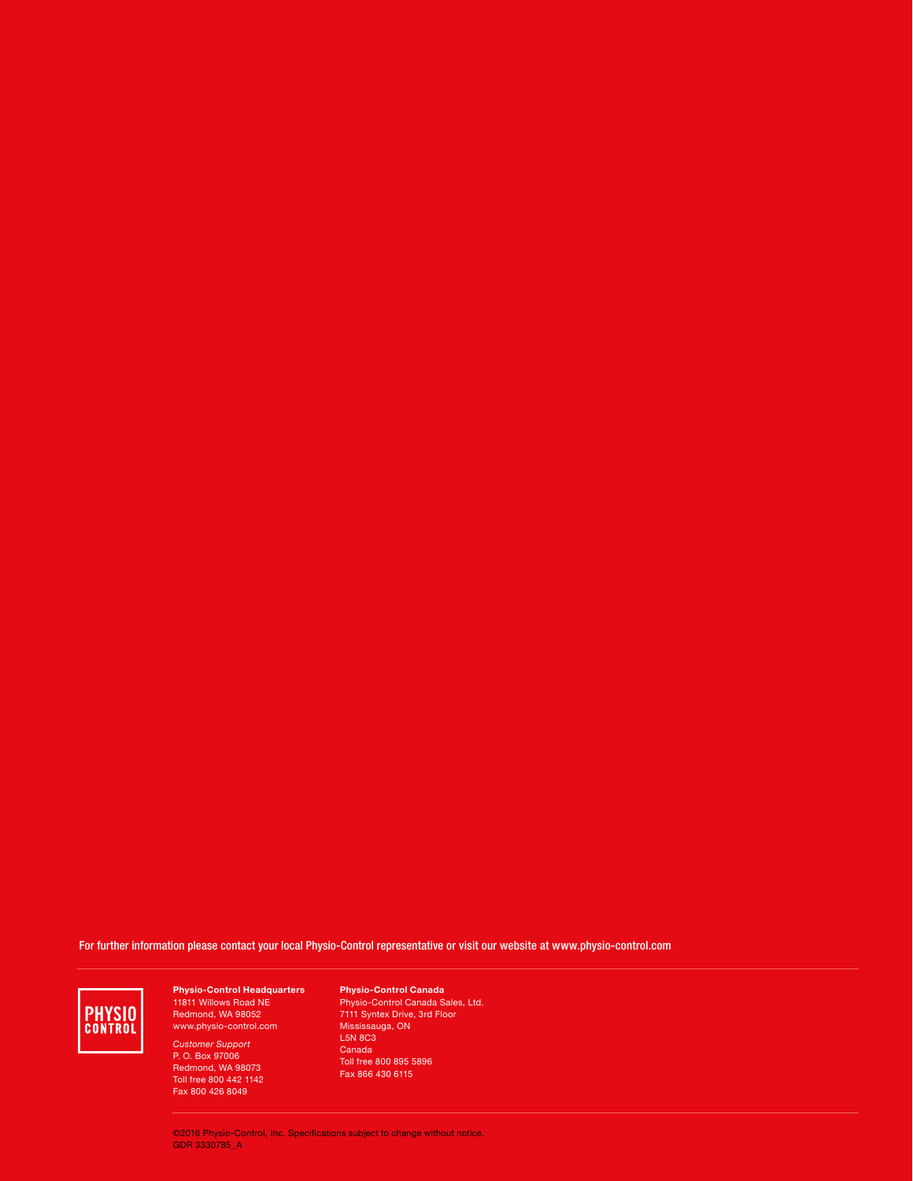For further information please contact your local Physio-Control representative or visit our website at www.physio-control.com

PHYSIO CONTROL

**Physio-Control Headquarters**
11811 Willows Road NE
Redmond, WA 98052
www.physio-control.com

*Customer Support*
P. O. Box 97006
Redmond, WA 98073
Toll free 800 442 1142
Fax 800 426 8049

**Physio-Control Canada**
Physio-Control Canada Sales, Ltd.
7111 Syntex Drive, 3rd Floor
Mississauga, ON
L5N 8C3
Canada
Toll free 800 895 5896
Fax 866 430 6115

©2016 Physio-Control, Inc. Specifications subject to change without notice.
GDR 3330785_A